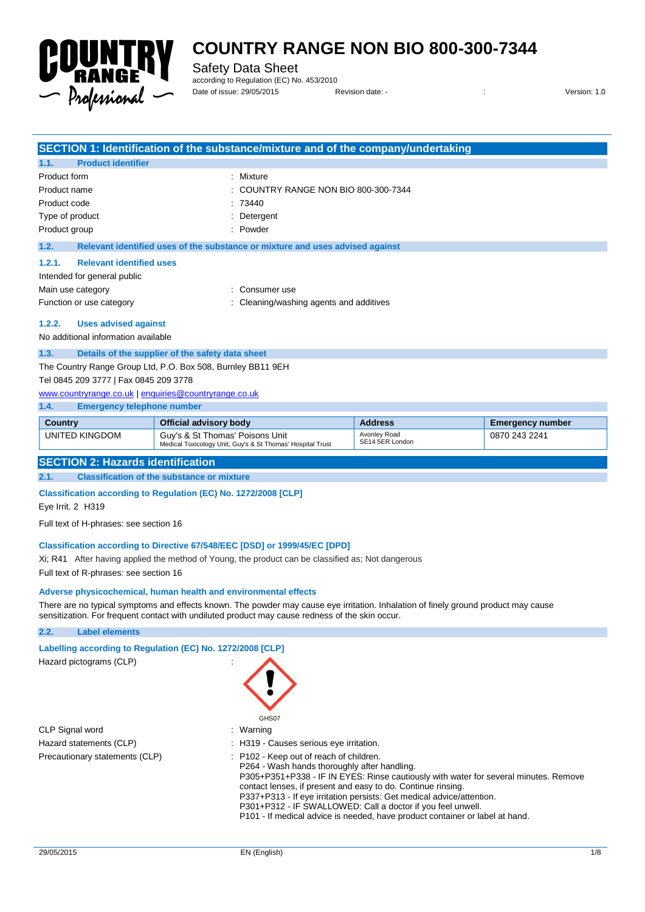# COUNTRY RANGE NON BIO 800-300-7344

Safety Data Sheet
according to Regulation (EC) No. 453/2010
Date of issue: 29/05/2015 Revision date: - : Version: 1.0

## SECTION 1: Identification of the substance/mixture and of the company/undertaking

### 1.1. Product identifier

Product form : Mixture
Product name : COUNTRY RANGE NON BIO 800-300-7344
Product code : 73440
Type of product : Detergent
Product group : Powder

### 1.2. Relevant identified uses of the substance or mixture and uses advised against

#### 1.2.1. Relevant identified uses

Intended for general public
Main use category : Consumer use
Function or use category : Cleaning/washing agents and additives

#### 1.2.2. Uses advised against

No additional information available

### 1.3. Details of the supplier of the safety data sheet

The Country Range Group Ltd, P.O. Box 508, Burnley BB11 9EH
Tel 0845 209 3777 | Fax 0845 209 3778
www.countryrange.co.uk | enquiries@countryrange.co.uk

### 1.4. Emergency telephone number

| Country | Official advisory body | Address | Emergency number |
|---|---|---|---|
| UNITED KINGDOM | Guy's & St Thomas' Poisons Unit<br>Medical Toxicology Unit, Guy's & St Thomas' Hospital Trust | Avonley Road<br>SE14 5ER London | 0870 243 2241 |

## SECTION 2: Hazards identification

### 2.1. Classification of the substance or mixture

**Classification according to Regulation (EC) No. 1272/2008 [CLP]**

Eye Irrit. 2 H319

Full text of H-phrases: see section 16

**Classification according to Directive 67/548/EEC [DSD] or 1999/45/EC [DPD]**

Xi; R41 After having applied the method of Young, the product can be classified as; Not dangerous

Full text of R-phrases: see section 16

**Adverse physicochemical, human health and environmental effects**

There are no typical symptoms and effects known. The powder may cause eye irritation. Inhalation of finely ground product may cause sensitization. For frequent contact with undiluted product may cause redness of the skin occur.

### 2.2. Label elements

**Labelling according to Regulation (EC) No. 1272/2008 [CLP]**

Hazard pictograms (CLP) :

GHS07

CLP Signal word : Warning
Hazard statements (CLP) : H319 - Causes serious eye irritation.
Precautionary statements (CLP) : P102 - Keep out of reach of children.
P264 - Wash hands thoroughly after handling.
P305+P351+P338 - IF IN EYES: Rinse cautiously with water for several minutes. Remove contact lenses, if present and easy to do. Continue rinsing.
P337+P313 - If eye irritation persists: Get medical advice/attention.
P301+P312 - IF SWALLOWED: Call a doctor if you feel unwell.
P101 - If medical advice is needed, have product container or label at hand.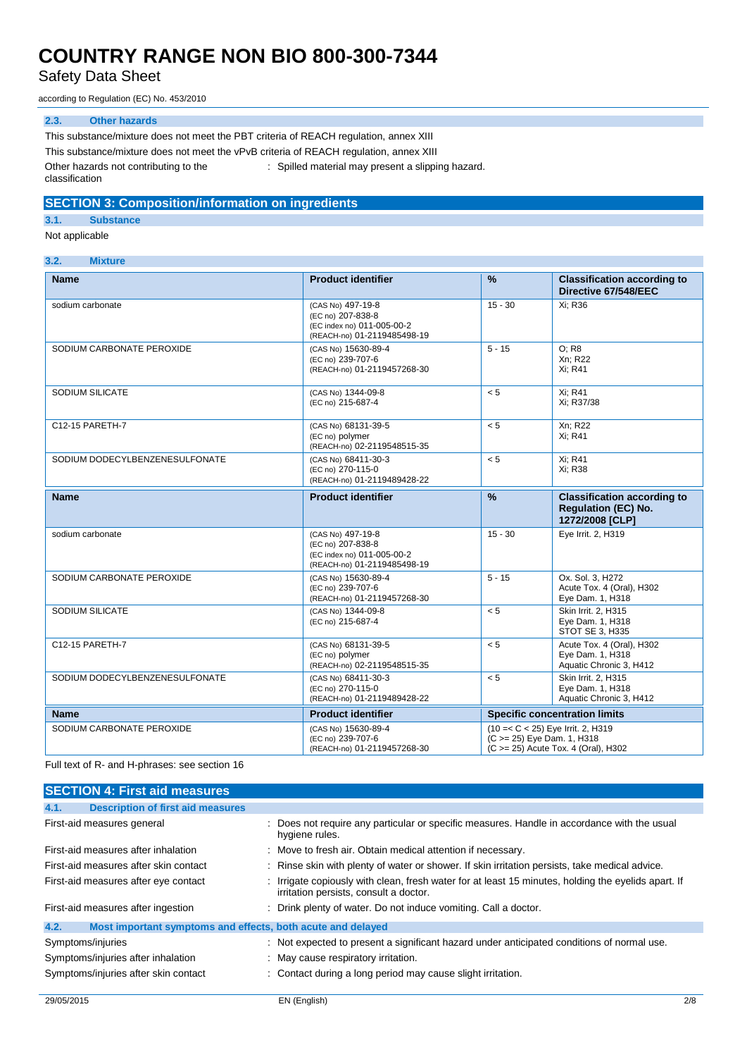### 2.3. Other hazards

This substance/mixture does not meet the PBT criteria of REACH regulation, annex XIII

This substance/mixture does not meet the vPvB criteria of REACH regulation, annex XIII

Other hazards not contributing to the classification : Spilled material may present a slipping hazard.

## SECTION 3: Composition/information on ingredients

### 3.1. Substance

Not applicable

### 3.2. Mixture

| Name | Product identifier | % | Classification according to Directive 67/548/EEC |
|---|---|---|---|
| sodium carbonate | (CAS No) 497-19-8<br>(EC no) 207-838-8<br>(EC index no) 011-005-00-2<br>(REACH-no) 01-2119485498-19 | 15 - 30 | Xi; R36 |
| SODIUM CARBONATE PEROXIDE | (CAS No) 15630-89-4<br>(EC no) 239-707-6<br>(REACH-no) 01-2119457268-30 | 5 - 15 | O; R8<br>Xn; R22<br>Xi; R41 |
| SODIUM SILICATE | (CAS No) 1344-09-8<br>(EC no) 215-687-4 | < 5 | Xi; R41<br>Xi; R37/38 |
| C12-15 PARETH-7 | (CAS No) 68131-39-5<br>(EC no) polymer<br>(REACH-no) 02-2119548515-35 | < 5 | Xn; R22<br>Xi; R41 |
| SODIUM DODECYLBENZENESULFONATE | (CAS No) 68411-30-3<br>(EC no) 270-115-0<br>(REACH-no) 01-2119489428-22 | < 5 | Xi; R41<br>Xi; R38 |

| Name | Product identifier | % | Classification according to Regulation (EC) No. 1272/2008 [CLP] |
|---|---|---|---|
| sodium carbonate | (CAS No) 497-19-8<br>(EC no) 207-838-8<br>(EC index no) 011-005-00-2<br>(REACH-no) 01-2119485498-19 | 15 - 30 | Eye Irrit. 2, H319 |
| SODIUM CARBONATE PEROXIDE | (CAS No) 15630-89-4<br>(EC no) 239-707-6<br>(REACH-no) 01-2119457268-30 | 5 - 15 | Ox. Sol. 3, H272<br>Acute Tox. 4 (Oral), H302<br>Eye Dam. 1, H318 |
| SODIUM SILICATE | (CAS No) 1344-09-8<br>(EC no) 215-687-4 | < 5 | Skin Irrit. 2, H315<br>Eye Dam. 1, H318<br>STOT SE 3, H335 |
| C12-15 PARETH-7 | (CAS No) 68131-39-5<br>(EC no) polymer<br>(REACH-no) 02-2119548515-35 | < 5 | Acute Tox. 4 (Oral), H302<br>Eye Dam. 1, H318<br>Aquatic Chronic 3, H412 |
| SODIUM DODECYLBENZENESULFONATE | (CAS No) 68411-30-3<br>(EC no) 270-115-0<br>(REACH-no) 01-2119489428-22 | < 5 | Skin Irrit. 2, H315<br>Eye Dam. 1, H318<br>Aquatic Chronic 3, H412 |

| Name | Product identifier | Specific concentration limits |
|---|---|---|
| SODIUM CARBONATE PEROXIDE | (CAS No) 15630-89-4<br>(EC no) 239-707-6<br>(REACH-no) 01-2119457268-30 | (10 =< C < 25) Eye Irrit. 2, H319<br>(C >= 25) Eye Dam. 1, H318<br>(C >= 25) Acute Tox. 4 (Oral), H302 |

Full text of R- and H-phrases: see section 16

## SECTION 4: First aid measures

### 4.1. Description of first aid measures

First-aid measures general : Does not require any particular or specific measures. Handle in accordance with the usual hygiene rules.

First-aid measures after inhalation : Move to fresh air. Obtain medical attention if necessary.

First-aid measures after skin contact : Rinse skin with plenty of water or shower. If skin irritation persists, take medical advice.

First-aid measures after eye contact : Irrigate copiously with clean, fresh water for at least 15 minutes, holding the eyelids apart. If irritation persists, consult a doctor.

First-aid measures after ingestion : Drink plenty of water. Do not induce vomiting. Call a doctor.

### 4.2. Most important symptoms and effects, both acute and delayed

Symptoms/injuries : Not expected to present a significant hazard under anticipated conditions of normal use.

Symptoms/injuries after inhalation : May cause respiratory irritation.

Symptoms/injuries after skin contact : Contact during a long period may cause slight irritation.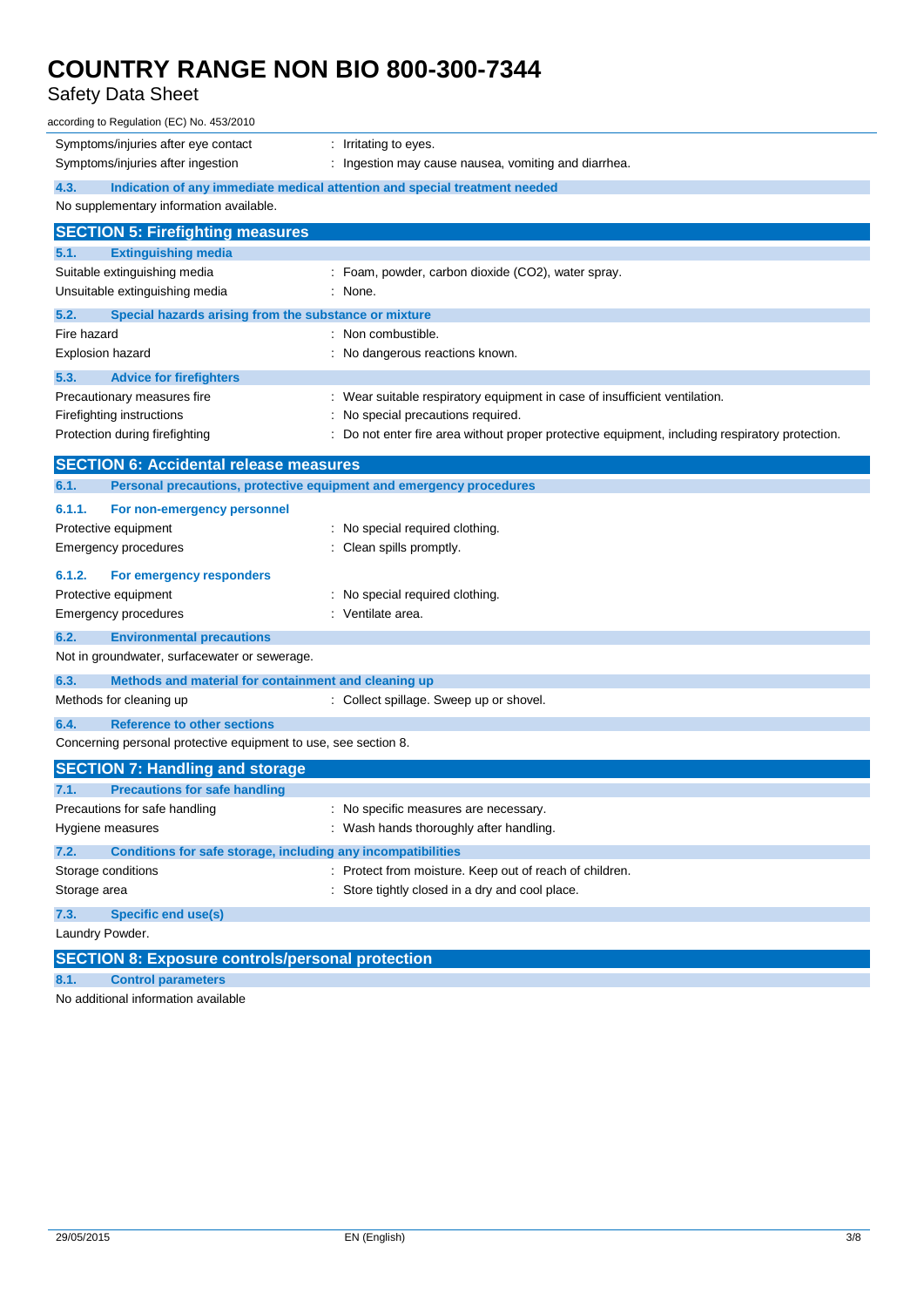Symptoms/injuries after eye contact : Irritating to eyes.
Symptoms/injuries after ingestion : Ingestion may cause nausea, vomiting and diarrhea.

### 4.3. Indication of any immediate medical attention and special treatment needed

No supplementary information available.

## SECTION 5: Firefighting measures

### 5.1. Extinguishing media

Suitable extinguishing media : Foam, powder, carbon dioxide ($CO_2$), water spray.
Unsuitable extinguishing media : None.

### 5.2. Special hazards arising from the substance or mixture

Fire hazard : Non combustible.
Explosion hazard : No dangerous reactions known.

### 5.3. Advice for firefighters

Precautionary measures fire : Wear suitable respiratory equipment in case of insufficient ventilation.
Firefighting instructions : No special precautions required.
Protection during firefighting : Do not enter fire area without proper protective equipment, including respiratory protection.

## SECTION 6: Accidental release measures

### 6.1. Personal precautions, protective equipment and emergency procedures

#### 6.1.1. For non-emergency personnel

Protective equipment : No special required clothing.
Emergency procedures : Clean spills promptly.

#### 6.1.2. For emergency responders

Protective equipment : No special required clothing.
Emergency procedures : Ventilate area.

### 6.2. Environmental precautions

Not in groundwater, surfacewater or sewerage.

### 6.3. Methods and material for containment and cleaning up

Methods for cleaning up : Collect spillage. Sweep up or shovel.

### 6.4. Reference to other sections

Concerning personal protective equipment to use, see section 8.

## SECTION 7: Handling and storage

### 7.1. Precautions for safe handling

Precautions for safe handling : No specific measures are necessary.
Hygiene measures : Wash hands thoroughly after handling.

### 7.2. Conditions for safe storage, including any incompatibilities

Storage conditions : Protect from moisture. Keep out of reach of children.
Storage area : Store tightly closed in a dry and cool place.

### 7.3. Specific end use(s)

Laundry Powder.

## SECTION 8: Exposure controls/personal protection

### 8.1. Control parameters

No additional information available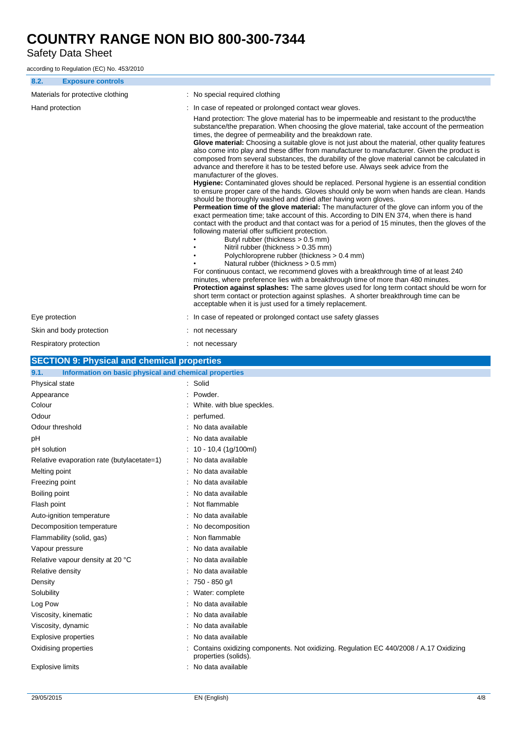### 8.2. Exposure controls

| | |
|---|---|
| Materials for protective clothing | : No special required clothing |
| Hand protection | : In case of repeated or prolonged contact wear gloves. |

Hand protection: The glove material has to be impermeable and resistant to the product/the substance/the preparation. When choosing the glove material, take account of the permeation times, the degree of permeability and the breakdown rate.
**Glove material:** Choosing a suitable glove is not just about the material, other quality features also come into play and these differ from manufacturer to manufacturer. Given the product is composed from several substances, the durability of the glove material cannot be calculated in advance and therefore it has to be tested before use. Always seek advice from the manufacturer of the gloves.
**Hygiene:** Contaminated gloves should be replaced. Personal hygiene is an essential condition to ensure proper care of the hands. Gloves should only be worn when hands are clean. Hands should be thoroughly washed and dried after having worn gloves.
**Permeation time of the glove material:** The manufacturer of the glove can inform you of the exact permeation time; take account of this. According to DIN EN 374, when there is hand contact with the product and that contact was for a period of 15 minutes, then the gloves of the following material offer sufficient protection.

- Butyl rubber (thickness > 0.5 mm)
- Nitril rubber (thickness > 0.35 mm)
- Polychloroprene rubber (thickness > 0.4 mm)
- Natural rubber (thickness > 0.5 mm)

For continuous contact, we recommend gloves with a breakthrough time of at least 240 minutes, where preference lies with a breakthrough time of more than 480 minutes.
**Protection against splashes:** The same gloves used for long term contact should be worn for short term contact or protection against splashes. A shorter breakthrough time can be acceptable when it is just used for a timely replacement.

| | |
|---|---|
| Eye protection | : In case of repeated or prolonged contact use safety glasses |
| Skin and body protection | : not necessary |
| Respiratory protection | : not necessary |

## SECTION 9: Physical and chemical properties

### 9.1. Information on basic physical and chemical properties

| | |
|---|---|
| Physical state | : Solid |
| Appearance | : Powder. |
| Colour | : White. with blue speckles. |
| Odour | : perfumed. |
| Odour threshold | : No data available |
| pH | : No data available |
| pH solution | : 10 - 10,4 (1g/100ml) |
| Relative evaporation rate (butylacetate=1) | : No data available |
| Melting point | : No data available |
| Freezing point | : No data available |
| Boiling point | : No data available |
| Flash point | : Not flammable |
| Auto-ignition temperature | : No data available |
| Decomposition temperature | : No decomposition |
| Flammability (solid, gas) | : Non flammable |
| Vapour pressure | : No data available |
| Relative vapour density at 20 °C | : No data available |
| Relative density | : No data available |
| Density | : 750 - 850 g/l |
| Solubility | : Water: complete |
| Log Pow | : No data available |
| Viscosity, kinematic | : No data available |
| Viscosity, dynamic | : No data available |
| Explosive properties | : No data available |
| Oxidising properties | : Contains oxidizing components. Not oxidizing. Regulation EC 440/2008 / A.17 Oxidizing properties (solids). |
| Explosive limits | : No data available |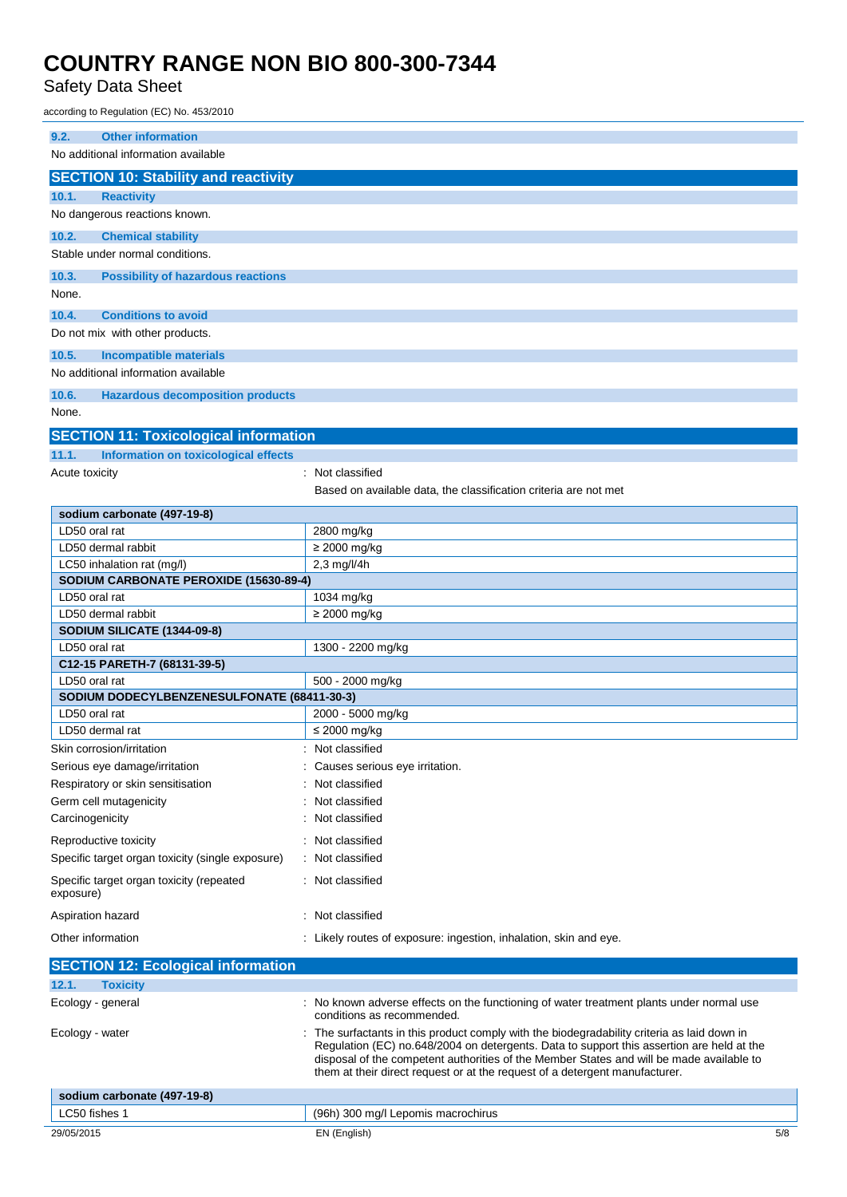### 9.2. Other information

No additional information available

## SECTION 10: Stability and reactivity

### 10.1. Reactivity

No dangerous reactions known.

### 10.2. Chemical stability

Stable under normal conditions.

### 10.3. Possibility of hazardous reactions

None.

### 10.4. Conditions to avoid

Do not mix with other products.

### 10.5. Incompatible materials

No additional information available

### 10.6. Hazardous decomposition products

None.

## SECTION 11: Toxicological information

### 11.1. Information on toxicological effects

Acute toxicity : Not classified

Based on available data, the classification criteria are not met

| sodium carbonate (497-19-8) | |
|---|---|
| LD50 oral rat | 2800 mg/kg |
| LD50 dermal rabbit | ≥ 2000 mg/kg |
| LC50 inhalation rat (mg/l) | 2,3 mg/l/4h |
| **SODIUM CARBONATE PEROXIDE (15630-89-4)** | |
| LD50 oral rat | 1034 mg/kg |
| LD50 dermal rabbit | ≥ 2000 mg/kg |
| **SODIUM SILICATE (1344-09-8)** | |
| LD50 oral rat | 1300 - 2200 mg/kg |
| **C12-15 PARETH-7 (68131-39-5)** | |
| LD50 oral rat | 500 - 2000 mg/kg |
| **SODIUM DODECYLBENZENESULFONATE (68411-30-3)** | |
| LD50 oral rat | 2000 - 5000 mg/kg |
| LD50 dermal rat | ≤ 2000 mg/kg |

Skin corrosion/irritation : Not classified

Serious eye damage/irritation : Causes serious eye irritation.

Respiratory or skin sensitisation : Not classified

Germ cell mutagenicity : Not classified

Carcinogenicity : Not classified

Reproductive toxicity : Not classified

Specific target organ toxicity (single exposure) : Not classified

Specific target organ toxicity (repeated exposure) : Not classified

Aspiration hazard : Not classified

Other information : Likely routes of exposure: ingestion, inhalation, skin and eye.

## SECTION 12: Ecological information

### 12.1. Toxicity

Ecology - general : No known adverse effects on the functioning of water treatment plants under normal use conditions as recommended.

Ecology - water : The surfactants in this product comply with the biodegradability criteria as laid down in Regulation (EC) no.648/2004 on detergents. Data to support this assertion are held at the disposal of the competent authorities of the Member States and will be made available to them at their direct request or at the request of a detergent manufacturer.

| sodium carbonate (497-19-8) | |
|---|---|
| LC50 fishes 1 | (96h) 300 mg/l Lepomis macrochirus |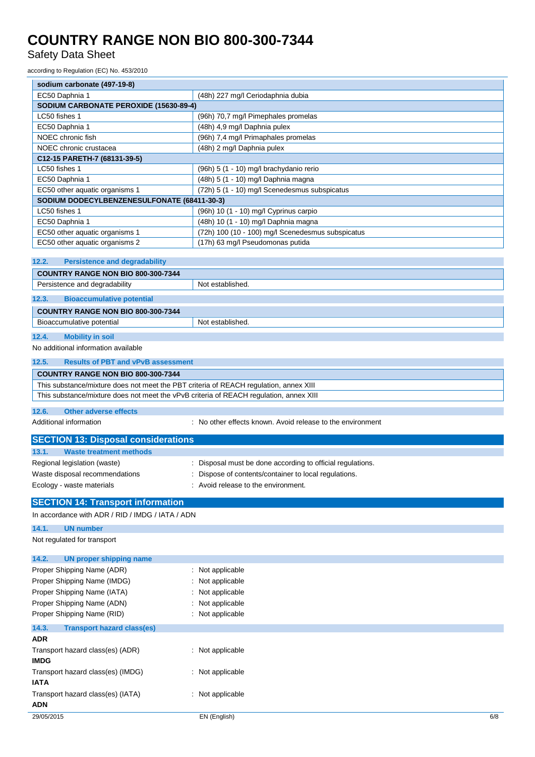| sodium carbonate (497-19-8) | |
|---|---|
| EC50 Daphnia 1 | (48h) 227 mg/l Ceriodaphnia dubia |
| **SODIUM CARBONATE PEROXIDE (15630-89-4)** | |
| LC50 fishes 1 | (96h) 70,7 mg/l Pimephales promelas |
| EC50 Daphnia 1 | (48h) 4,9 mg/l Daphnia pulex |
| NOEC chronic fish | (96h) 7,4 mg/l Primaphales promelas |
| NOEC chronic crustacea | (48h) 2 mg/l Daphnia pulex |
| **C12-15 PARETH-7 (68131-39-5)** | |
| LC50 fishes 1 | (96h) 5 (1 - 10) mg/l brachydanio rerio |
| EC50 Daphnia 1 | (48h) 5 (1 - 10) mg/l Daphnia magna |
| EC50 other aquatic organisms 1 | (72h) 5 (1 - 10) mg/l Scenedesmus subspicatus |
| **SODIUM DODECYLBENZENESULFONATE (68411-30-3)** | |
| LC50 fishes 1 | (96h) 10 (1 - 10) mg/l Cyprinus carpio |
| EC50 Daphnia 1 | (48h) 10 (1 - 10) mg/l Daphnia magna |
| EC50 other aquatic organisms 1 | (72h) 100 (10 - 100) mg/l Scenedesmus subspicatus |
| EC50 other aquatic organisms 2 | (17h) 63 mg/l Pseudomonas putida |

### 12.2. Persistence and degradability

| COUNTRY RANGE NON BIO 800-300-7344 | |
|---|---|
| Persistence and degradability | Not established. |

### 12.3. Bioaccumulative potential

| COUNTRY RANGE NON BIO 800-300-7344 | |
|---|---|
| Bioaccumulative potential | Not established. |

### 12.4. Mobility in soil

No additional information available

### 12.5. Results of PBT and vPvB assessment

| COUNTRY RANGE NON BIO 800-300-7344 |
|---|
| This substance/mixture does not meet the PBT criteria of REACH regulation, annex XIII |
| This substance/mixture does not meet the vPvB criteria of REACH regulation, annex XIII |

### 12.6. Other adverse effects

Additional information : No other effects known. Avoid release to the environment

## SECTION 13: Disposal considerations

### 13.1. Waste treatment methods

Regional legislation (waste) : Disposal must be done according to official regulations.

Waste disposal recommendations : Dispose of contents/container to local regulations.

Ecology - waste materials : Avoid release to the environment.

## SECTION 14: Transport information

In accordance with ADR / RID / IMDG / IATA / ADN

### 14.1. UN number

Not regulated for transport

### 14.2. UN proper shipping name

Proper Shipping Name (ADR) : Not applicable

Proper Shipping Name (IMDG) : Not applicable

Proper Shipping Name (IATA) : Not applicable

Proper Shipping Name (ADN) : Not applicable

Proper Shipping Name (RID) : Not applicable

### 14.3. Transport hazard class(es)

**ADR**

Transport hazard class(es) (ADR) : Not applicable

**IMDG**

Transport hazard class(es) (IMDG) : Not applicable

**IATA**

Transport hazard class(es) (IATA) : Not applicable

**ADN**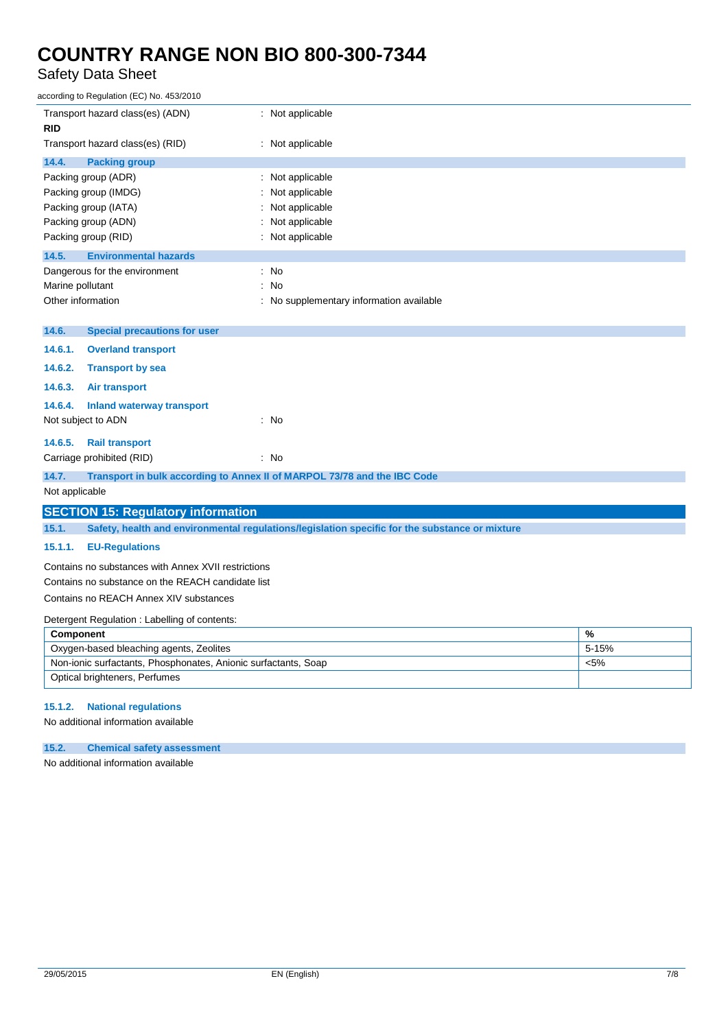Transport hazard class(es) (ADN) : Not applicable

**RID**

Transport hazard class(es) (RID) : Not applicable

### 14.4. Packing group

Packing group (ADR) : Not applicable

Packing group (IMDG) : Not applicable

Packing group (IATA) : Not applicable

Packing group (ADN) : Not applicable

Packing group (RID) : Not applicable

### 14.5. Environmental hazards

Dangerous for the environment : No

Marine pollutant : No

Other information : No supplementary information available

### 14.6. Special precautions for user

#### 14.6.1. Overland transport

#### 14.6.2. Transport by sea

#### 14.6.3. Air transport

#### 14.6.4. Inland waterway transport

Not subject to ADN : No

#### 14.6.5. Rail transport

Carriage prohibited (RID) : No

### 14.7. Transport in bulk according to Annex II of MARPOL 73/78 and the IBC Code

Not applicable

## SECTION 15: Regulatory information

### 15.1. Safety, health and environmental regulations/legislation specific for the substance or mixture

#### 15.1.1. EU-Regulations

Contains no substances with Annex XVII restrictions

Contains no substance on the REACH candidate list

Contains no REACH Annex XIV substances

Detergent Regulation : Labelling of contents:

| Component | % |
|---|---|
| Oxygen-based bleaching agents, Zeolites | 5-15% |
| Non-ionic surfactants, Phosphonates, Anionic surfactants, Soap | <5% |
| Optical brighteners, Perfumes | |

#### 15.1.2. National regulations

No additional information available

### 15.2. Chemical safety assessment

No additional information available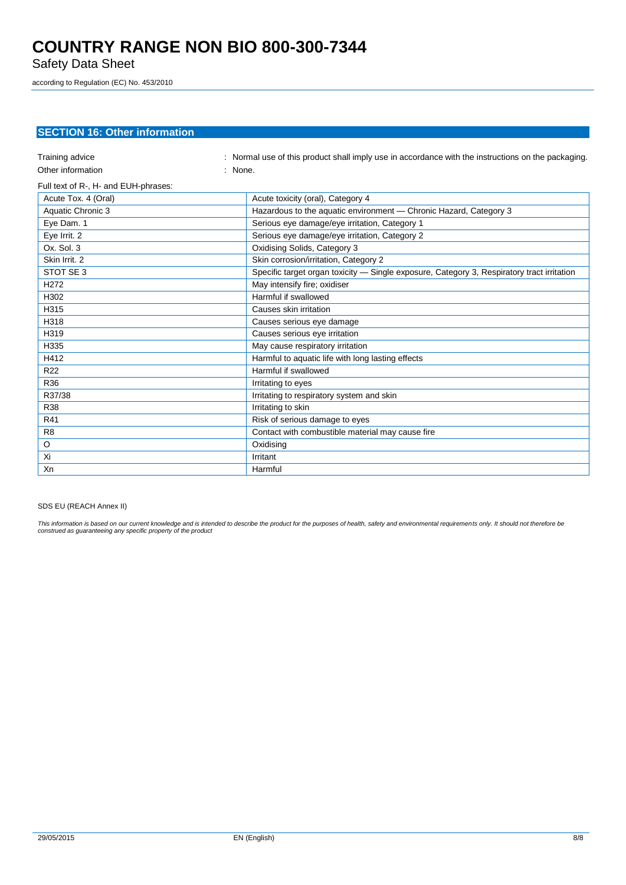## SECTION 16: Other information

Training advice : Normal use of this product shall imply use in accordance with the instructions on the packaging.

Other information : None.

Full text of R-, H- and EUH-phrases:

| | |
|---|---|
| Acute Tox. 4 (Oral) | Acute toxicity (oral), Category 4 |
| Aquatic Chronic 3 | Hazardous to the aquatic environment — Chronic Hazard, Category 3 |
| Eye Dam. 1 | Serious eye damage/eye irritation, Category 1 |
| Eye Irrit. 2 | Serious eye damage/eye irritation, Category 2 |
| Ox. Sol. 3 | Oxidising Solids, Category 3 |
| Skin Irrit. 2 | Skin corrosion/irritation, Category 2 |
| STOT SE 3 | Specific target organ toxicity — Single exposure, Category 3, Respiratory tract irritation |
| H272 | May intensify fire; oxidiser |
| H302 | Harmful if swallowed |
| H315 | Causes skin irritation |
| H318 | Causes serious eye damage |
| H319 | Causes serious eye irritation |
| H335 | May cause respiratory irritation |
| H412 | Harmful to aquatic life with long lasting effects |
| R22 | Harmful if swallowed |
| R36 | Irritating to eyes |
| R37/38 | Irritating to respiratory system and skin |
| R38 | Irritating to skin |
| R41 | Risk of serious damage to eyes |
| R8 | Contact with combustible material may cause fire |
| O | Oxidising |
| Xi | Irritant |
| Xn | Harmful |

SDS EU (REACH Annex II)

*This information is based on our current knowledge and is intended to describe the product for the purposes of health, safety and environmental requirements only. It should not therefore be construed as guaranteeing any specific property of the product*